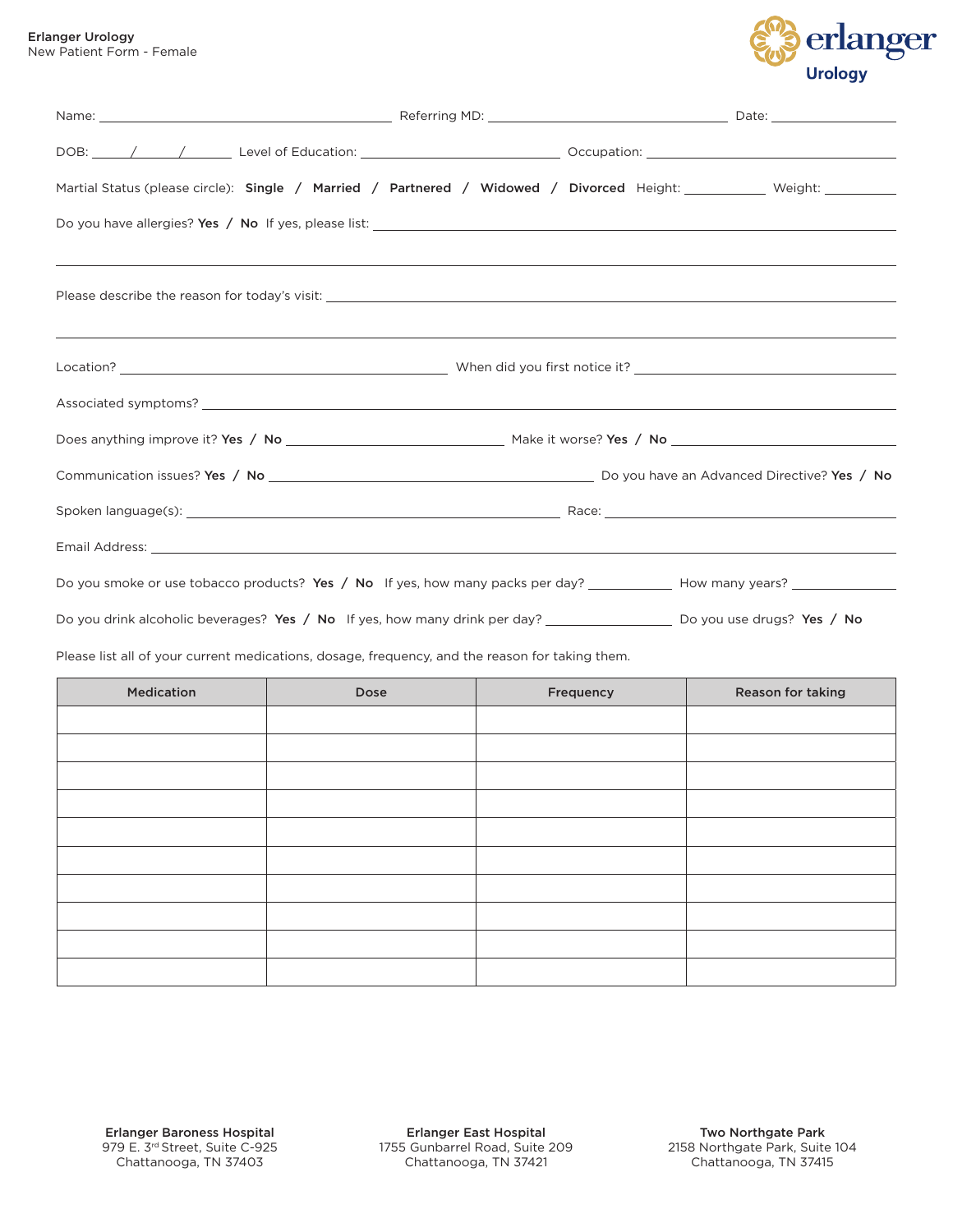**Erlanger Urology**
New Patient Form - Female

erlanger
**Urology**

Name: \_\_\_\_\_\_\_\_\_\_\_\_\_\_\_\_\_\_\_\_ Referring MD: \_\_\_\_\_\_\_\_\_\_\_\_\_\_\_\_\_\_\_\_ Date: \_\_\_\_\_\_\_\_\_\_

DOB: \_\_\_\_/\_\_\_\_/\_\_\_\_ Level of Education: \_\_\_\_\_\_\_\_\_\_\_\_\_\_\_\_\_\_\_\_ Occupation: \_\_\_\_\_\_\_\_\_\_\_\_\_\_\_\_\_\_\_\_

Martial Status (please circle): **Single** / **Married** / **Partnered** / **Widowed** / **Divorced** Height: \_\_\_\_\_\_\_\_ Weight: \_\_\_\_\_\_\_\_

Do you have allergies? **Yes** / **No** If yes, please list: \_\_\_\_\_\_\_\_\_\_\_\_\_\_\_\_\_\_\_\_\_\_\_\_\_\_\_\_\_\_\_\_\_\_\_\_\_\_\_\_

\_\_\_\_\_\_\_\_\_\_\_\_\_\_\_\_\_\_\_\_\_\_\_\_\_\_\_\_\_\_\_\_\_\_\_\_\_\_\_\_\_\_\_\_\_\_\_\_\_\_\_\_\_\_\_\_\_\_\_\_\_\_\_\_\_\_\_\_\_\_\_\_\_\_\_\_\_\_

Please describe the reason for today's visit: \_\_\_\_\_\_\_\_\_\_\_\_\_\_\_\_\_\_\_\_\_\_\_\_\_\_\_\_\_\_\_\_\_\_\_\_\_\_\_\_

\_\_\_\_\_\_\_\_\_\_\_\_\_\_\_\_\_\_\_\_\_\_\_\_\_\_\_\_\_\_\_\_\_\_\_\_\_\_\_\_\_\_\_\_\_\_\_\_\_\_\_\_\_\_\_\_\_\_\_\_\_\_\_\_\_\_\_\_\_\_\_\_\_\_\_\_\_\_

Location? \_\_\_\_\_\_\_\_\_\_\_\_\_\_\_\_\_\_\_\_\_\_\_\_\_\_\_\_\_\_ When did you first notice it? \_\_\_\_\_\_\_\_\_\_\_\_\_\_\_\_\_\_\_\_\_\_\_\_\_\_\_\_\_\_

Associated symptoms? \_\_\_\_\_\_\_\_\_\_\_\_\_\_\_\_\_\_\_\_\_\_\_\_\_\_\_\_\_\_\_\_\_\_\_\_\_\_\_\_\_\_\_\_\_\_\_\_\_\_\_\_\_\_\_\_

Does anything improve it? **Yes** / **No** \_\_\_\_\_\_\_\_\_\_\_\_\_\_\_\_\_\_\_\_ Make it worse? **Yes** / **No** \_\_\_\_\_\_\_\_\_\_\_\_\_\_\_\_\_\_\_\_

Communication issues? **Yes** / **No** \_\_\_\_\_\_\_\_\_\_\_\_\_\_\_\_\_\_\_\_\_\_\_\_\_\_\_\_\_\_ Do you have an Advanced Directive? **Yes** / **No**

Spoken language(s): \_\_\_\_\_\_\_\_\_\_\_\_\_\_\_\_\_\_\_\_\_\_\_\_\_\_\_\_\_\_ Race: \_\_\_\_\_\_\_\_\_\_\_\_\_\_\_\_\_\_\_\_\_\_\_\_\_\_\_\_\_\_

Email Address: \_\_\_\_\_\_\_\_\_\_\_\_\_\_\_\_\_\_\_\_\_\_\_\_\_\_\_\_\_\_\_\_\_\_\_\_\_\_\_\_\_\_\_\_\_\_\_\_\_\_\_\_\_\_\_\_\_\_\_\_

Do you smoke or use tobacco products? **Yes** / **No** If yes, how many packs per day? \_\_\_\_\_\_\_\_ How many years? \_\_\_\_\_\_\_\_

Do you drink alcoholic beverages? **Yes** / **No** If yes, how many drink per day? \_\_\_\_\_\_\_\_\_\_ Do you use drugs? **Yes** / **No**

Please list all of your current medications, dosage, frequency, and the reason for taking them.

| Medication | Dose | Frequency | Reason for taking |
|---|---|---|---|
| | | | |
| | | | |
| | | | |
| | | | |
| | | | |
| | | | |
| | | | |
| | | | |
| | | | |
| | | | |

**Erlanger Baroness Hospital**
979 E. 3rd Street, Suite C-925
Chattanooga, TN 37403

**Erlanger East Hospital**
1755 Gunbarrel Road, Suite 209
Chattanooga, TN 37421

**Two Northgate Park**
2158 Northgate Park, Suite 104
Chattanooga, TN 37415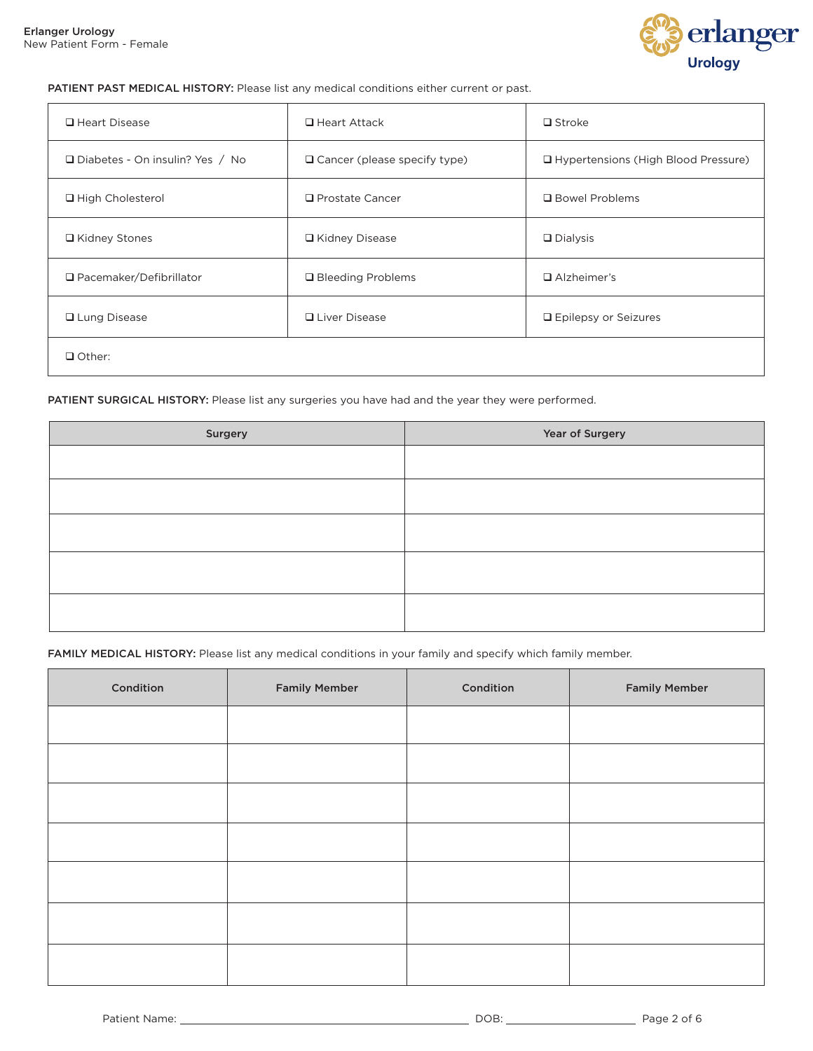**PATIENT PAST MEDICAL HISTORY:** Please list any medical conditions either current or past.

| | | |
|---|---|---|
| ❑ Heart Disease | ❑ Heart Attack | ❑ Stroke |
| ❑ Diabetes - On insulin? Yes / No | ❑ Cancer (please specify type) | ❑ Hypertensions (High Blood Pressure) |
| ❑ High Cholesterol | ❑ Prostate Cancer | ❑ Bowel Problems |
| ❑ Kidney Stones | ❑ Kidney Disease | ❑ Dialysis |
| ❑ Pacemaker/Defibrillator | ❑ Bleeding Problems | ❑ Alzheimer's |
| ❑ Lung Disease | ❑ Liver Disease | ❑ Epilepsy or Seizures |
| ❑ Other: | | |

**PATIENT SURGICAL HISTORY:** Please list any surgeries you have had and the year they were performed.

| Surgery | Year of Surgery |
|---|---|
| | |
| | |
| | |
| | |
| | |

**FAMILY MEDICAL HISTORY:** Please list any medical conditions in your family and specify which family member.

| Condition | Family Member | Condition | Family Member |
|---|---|---|---|
| | | | |
| | | | |
| | | | |
| | | | |
| | | | |
| | | | |
| | | | |

Patient Name: ______________________ DOB: ______________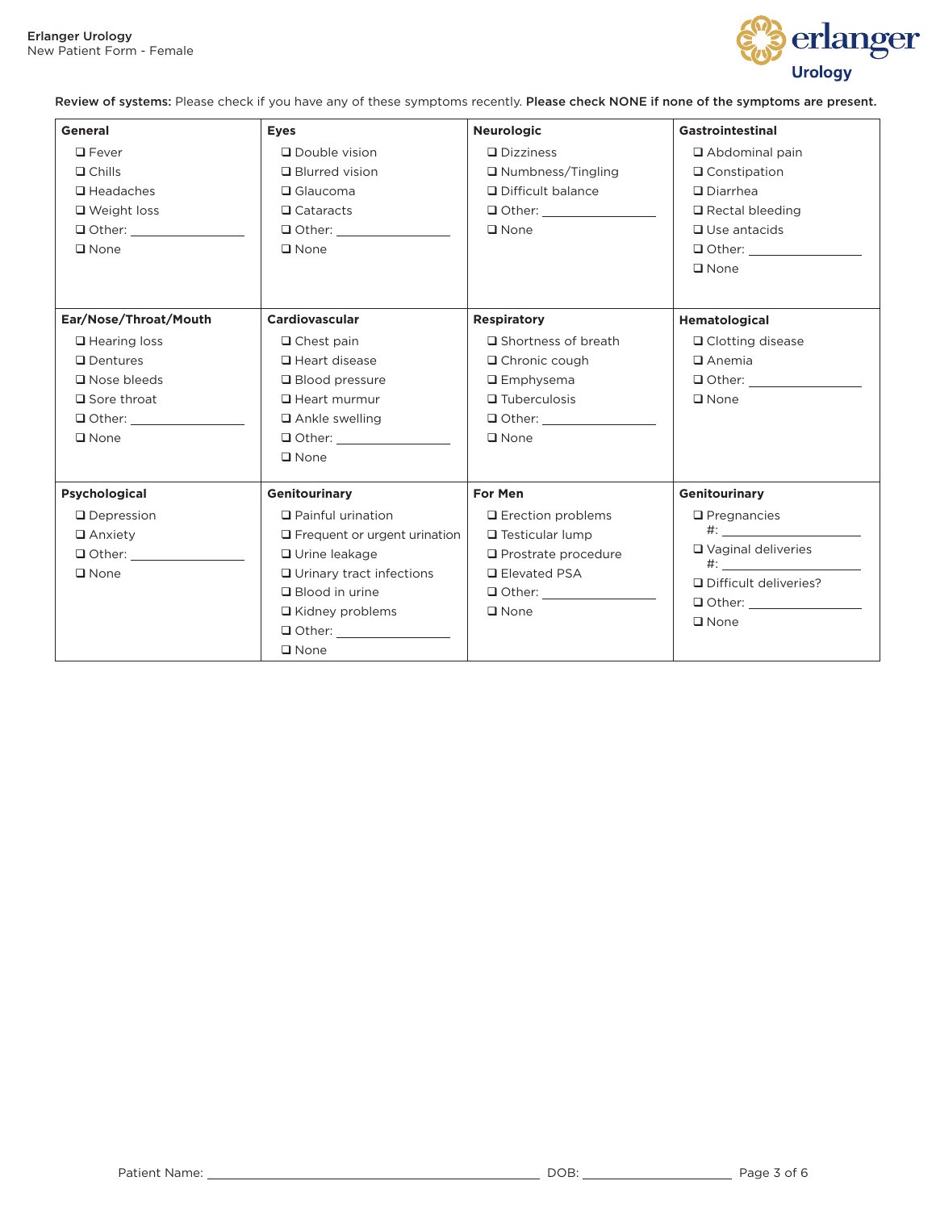**Review of systems:** Please check if you have any of these symptoms recently. **Please check NONE if none of the symptoms are present.**

| **General** | **Eyes** | **Neurologic** | **Gastrointestinal** |
| --- | --- | --- | --- |
| ❑ Fever<br>❑ Chills<br>❑ Headaches<br>❑ Weight loss<br>❑ Other: ______________<br>❑ None | ❑ Double vision<br>❑ Blurred vision<br>❑ Glaucoma<br>❑ Cataracts<br>❑ Other: ______________<br>❑ None | ❑ Dizziness<br>❑ Numbness/Tingling<br>❑ Difficult balance<br>❑ Other: ______________<br>❑ None | ❑ Abdominal pain<br>❑ Constipation<br>❑ Diarrhea<br>❑ Rectal bleeding<br>❑ Use antacids<br>❑ Other: ______________<br>❑ None |
| **Ear/Nose/Throat/Mouth** | **Cardiovascular** | **Respiratory** | **Hematological** |
| ❑ Hearing loss<br>❑ Dentures<br>❑ Nose bleeds<br>❑ Sore throat<br>❑ Other: ______________<br>❑ None | ❑ Chest pain<br>❑ Heart disease<br>❑ Blood pressure<br>❑ Heart murmur<br>❑ Ankle swelling<br>❑ Other: ______________<br>❑ None | ❑ Shortness of breath<br>❑ Chronic cough<br>❑ Emphysema<br>❑ Tuberculosis<br>❑ Other: ______________<br>❑ None | ❑ Clotting disease<br>❑ Anemia<br>❑ Other: ______________<br>❑ None |
| **Psychological** | **Genitourinary** | **For Men** | **Genitourinary** |
| ❑ Depression<br>❑ Anxiety<br>❑ Other: ______________<br>❑ None | ❑ Painful urination<br>❑ Frequent or urgent urination<br>❑ Urine leakage<br>❑ Urinary tract infections<br>❑ Blood in urine<br>❑ Kidney problems<br>❑ Other: ______________<br>❑ None | ❑ Erection problems<br>❑ Testicular lump<br>❑ Prostrate procedure<br>❑ Elevated PSA<br>❑ Other: ______________<br>❑ None | ❑ Pregnancies #: ______________<br>❑ Vaginal deliveries #: ______________<br>❑ Difficult deliveries?<br>❑ Other: ______________<br>❑ None |

Patient Name: ________________________________________ DOB: ____________________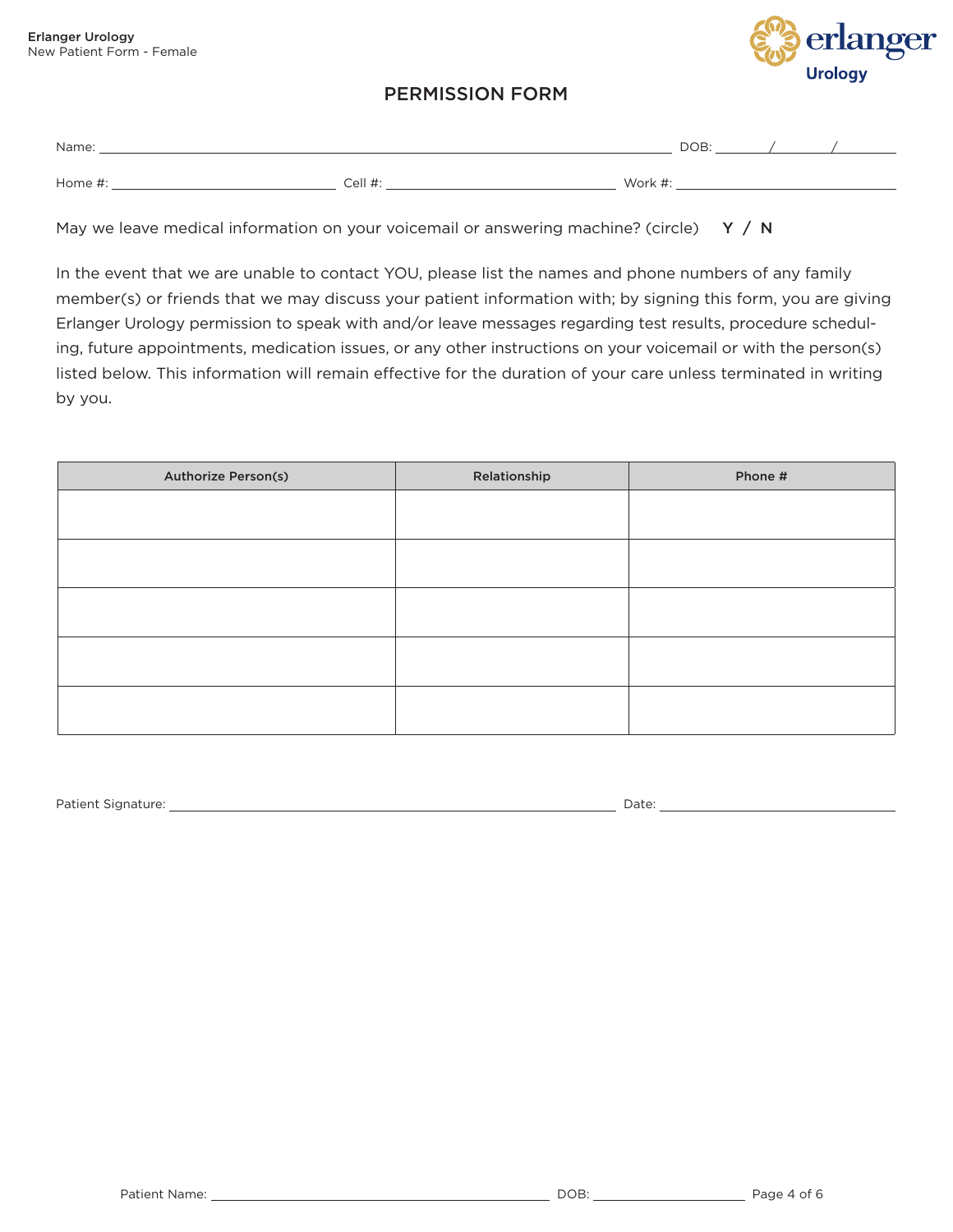# PERMISSION FORM

Name: \_\_\_\_\_\_\_\_\_\_\_\_\_\_\_\_\_\_\_\_\_\_\_\_\_\_\_\_\_\_\_\_\_\_\_\_\_\_\_\_\_\_\_\_\_\_\_\_\_\_ DOB: \_\_\_\_\_ / \_\_\_\_\_ / \_\_\_\_\_

Home #: \_\_\_\_\_\_\_\_\_\_\_\_\_\_\_\_\_\_\_\_ Cell #: \_\_\_\_\_\_\_\_\_\_\_\_\_\_\_\_\_\_\_\_ Work #: \_\_\_\_\_\_\_\_\_\_\_\_\_\_\_\_\_\_\_\_

May we leave medical information on your voicemail or answering machine? (circle) **Y / N**

In the event that we are unable to contact YOU, please list the names and phone numbers of any family member(s) or friends that we may discuss your patient information with; by signing this form, you are giving Erlanger Urology permission to speak with and/or leave messages regarding test results, procedure scheduling, future appointments, medication issues, or any other instructions on your voicemail or with the person(s) listed below. This information will remain effective for the duration of your care unless terminated in writing by you.

| Authorize Person(s) | Relationship | Phone # |
|---|---|---|
| | | |
| | | |
| | | |
| | | |
| | | |

Patient Signature: \_\_\_\_\_\_\_\_\_\_\_\_\_\_\_\_\_\_\_\_\_\_\_\_\_\_\_\_\_\_\_\_\_\_\_\_\_\_\_\_ Date: \_\_\_\_\_\_\_\_\_\_\_\_\_\_\_\_\_\_\_\_

Patient Name: \_\_\_\_\_\_\_\_\_\_\_\_\_\_\_\_\_\_\_\_\_\_\_\_\_\_\_\_\_\_\_\_\_\_ DOB: \_\_\_\_\_\_\_\_\_\_\_\_\_\_\_\_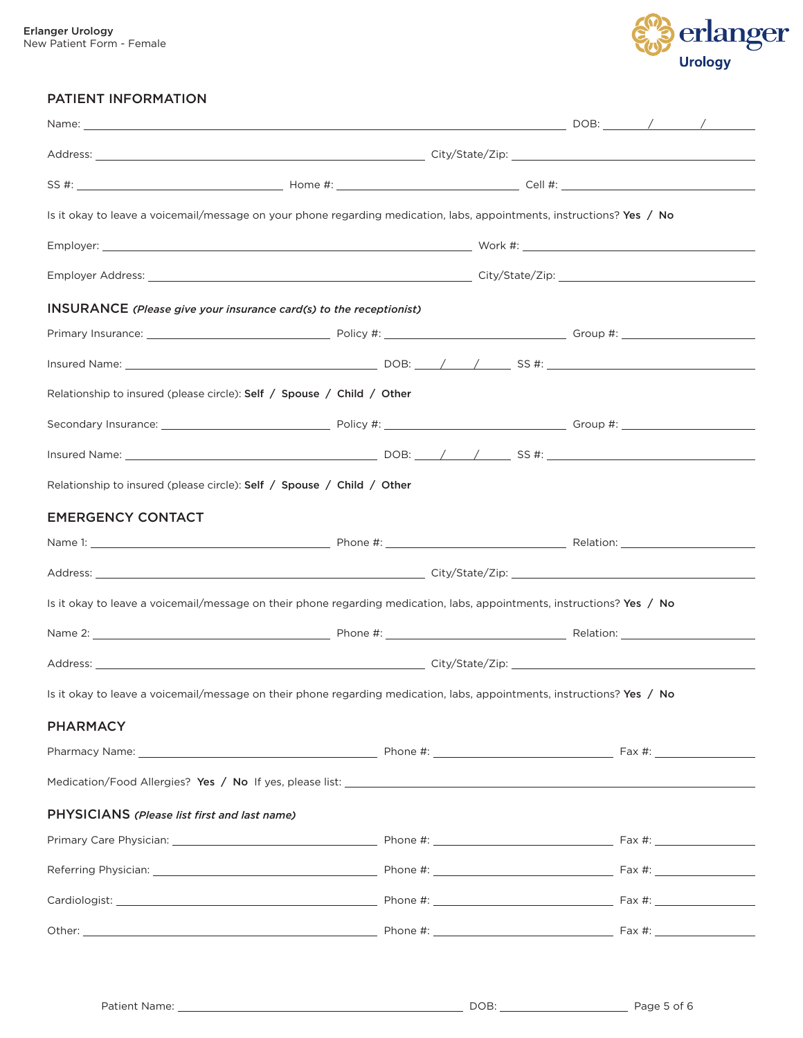## PATIENT INFORMATION

Name: ______________________________ DOB: ____/____/____

Address: ______________________________ City/State/Zip: ______________________________

SS #: ____________________ Home #: ____________________ Cell #: ____________________

Is it okay to leave a voicemail/message on your phone regarding medication, labs, appointments, instructions? **Yes / No**

Employer: ______________________________ Work #: ______________________________

Employer Address: ______________________________ City/State/Zip: ______________________________

## INSURANCE *(Please give your insurance card(s) to the receptionist)*

Primary Insurance: ____________________ Policy #: ____________________ Group #: ____________________

Insured Name: ______________________________ DOB: ____/____/____ SS #: ______________________________

Relationship to insured (please circle): **Self / Spouse / Child / Other**

Secondary Insurance: ____________________ Policy #: ____________________ Group #: ____________________

Insured Name: ______________________________ DOB: ____/____/____ SS #: ______________________________

Relationship to insured (please circle): **Self / Spouse / Child / Other**

## EMERGENCY CONTACT

Name 1: ____________________ Phone #: ____________________ Relation: ____________________

Address: ______________________________ City/State/Zip: ______________________________

Is it okay to leave a voicemail/message on their phone regarding medication, labs, appointments, instructions? **Yes / No**

Name 2: ____________________ Phone #: ____________________ Relation: ____________________

Address: ______________________________ City/State/Zip: ______________________________

Is it okay to leave a voicemail/message on their phone regarding medication, labs, appointments, instructions? **Yes / No**

## PHARMACY

Pharmacy Name: ____________________ Phone #: ____________________ Fax #: ____________________

Medication/Food Allergies? **Yes / No** If yes, please list: ______________________________

## PHYSICIANS *(Please list first and last name)*

Primary Care Physician: ____________________ Phone #: ____________________ Fax #: ____________________

Referring Physician: ____________________ Phone #: ____________________ Fax #: ____________________

Cardiologist: ____________________ Phone #: ____________________ Fax #: ____________________

Other: ____________________ Phone #: ____________________ Fax #: ____________________

Patient Name: ______________________________ DOB: ____________________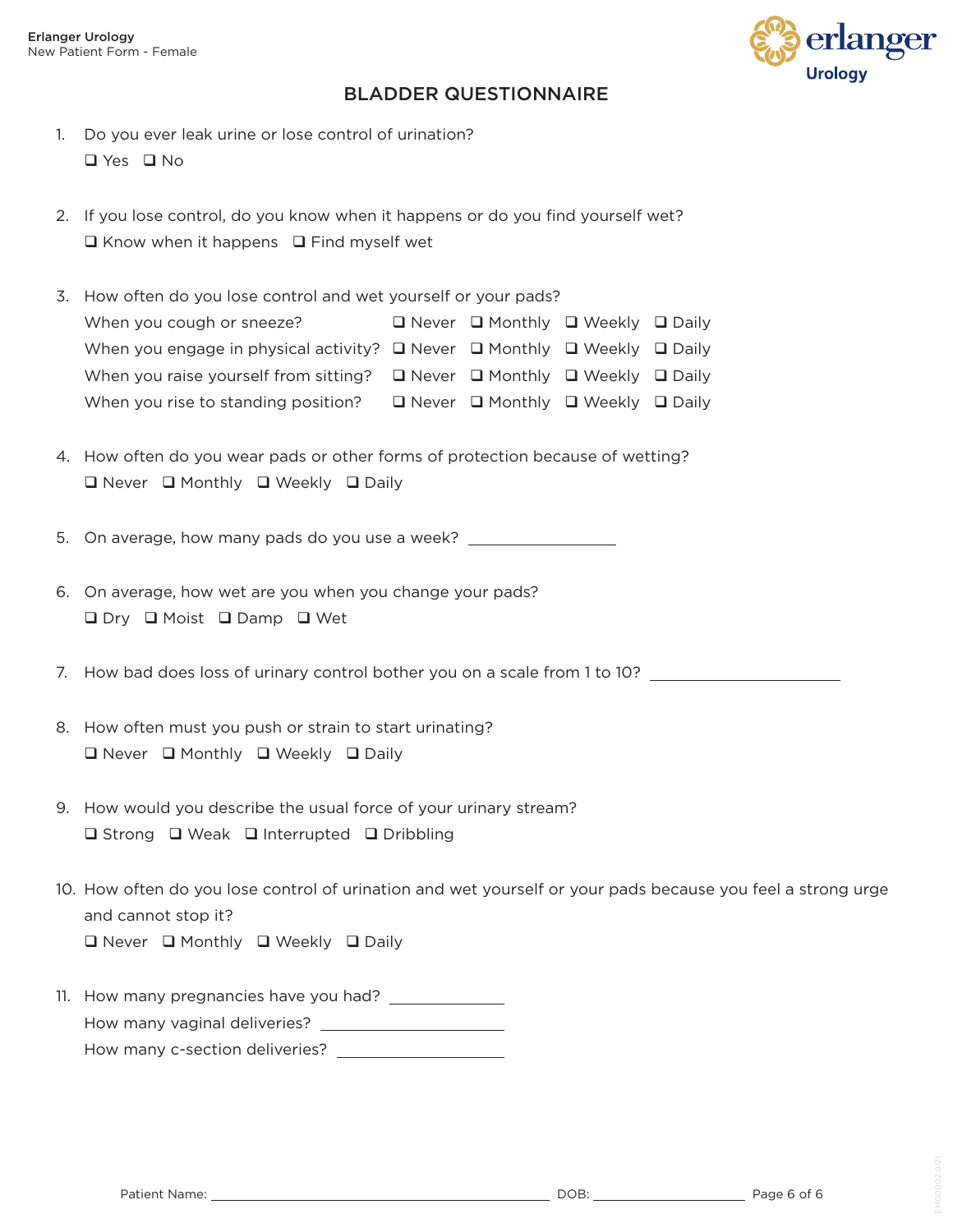Erlanger Urology
New Patient Form - Female

erlanger Urology

## BLADDER QUESTIONNAIRE

1. Do you ever leak urine or lose control of urination?
   ❑ Yes ❑ No

2. If you lose control, do you know when it happens or do you find yourself wet?
   ❑ Know when it happens ❑ Find myself wet

3. How often do you lose control and wet yourself or your pads?

| | | | | |
|---|---|---|---|---|
| When you cough or sneeze? | ❑ Never | ❑ Monthly | ❑ Weekly | ❑ Daily |
| When you engage in physical activity? | ❑ Never | ❑ Monthly | ❑ Weekly | ❑ Daily |
| When you raise yourself from sitting? | ❑ Never | ❑ Monthly | ❑ Weekly | ❑ Daily |
| When you rise to standing position? | ❑ Never | ❑ Monthly | ❑ Weekly | ❑ Daily |

4. How often do you wear pads or other forms of protection because of wetting?
   ❑ Never ❑ Monthly ❑ Weekly ❑ Daily

5. On average, how many pads do you use a week? ________________

6. On average, how wet are you when you change your pads?
   ❑ Dry ❑ Moist ❑ Damp ❑ Wet

7. How bad does loss of urinary control bother you on a scale from 1 to 10? ____________________

8. How often must you push or strain to start urinating?
   ❑ Never ❑ Monthly ❑ Weekly ❑ Daily

9. How would you describe the usual force of your urinary stream?
   ❑ Strong ❑ Weak ❑ Interrupted ❑ Dribbling

10. How often do you lose control of urination and wet yourself or your pads because you feel a strong urge and cannot stop it?
    ❑ Never ❑ Monthly ❑ Weekly ❑ Daily

11. How many pregnancies have you had? ____________
    How many vaginal deliveries? ____________________
    How many c-section deliveries? __________________

Patient Name: ________________________________________ DOB: ____________________